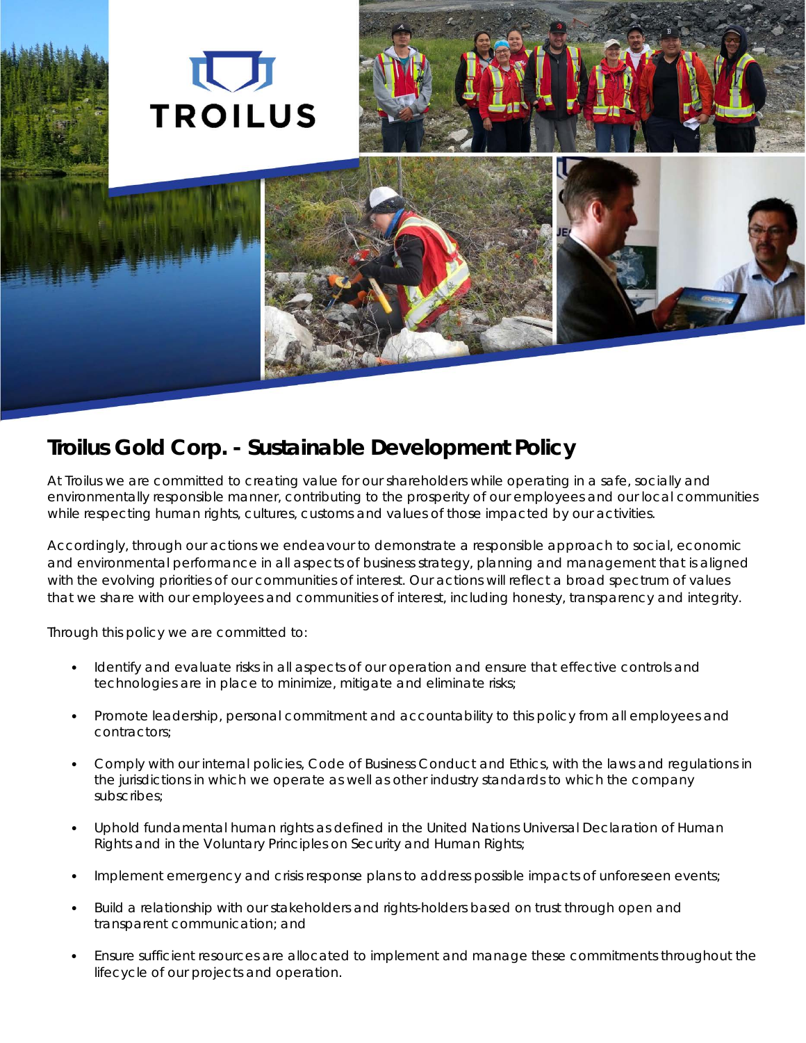# Troilus Gold Corp. - Sustainable Development Policy

At Troilus we are committed to creating value for our shareholders while operating in a safe, socially and environmentally responsible manner, contributing to the prosperity of our employees and our local communities while respecting human rights, cultures, customs and values of those impacted by our activities.

Accordingly, through our actions we endeavour to demonstrate a responsible approach to social, economic and environmental performance in all aspects of business strategy, planning and management that is aligned with the evolving priorities of our communities of interest. Our actions will reflect a broad spectrum of values that we share with our employees and communities of interest, including honesty, transparency and integrity.

Through this policy we are committed to:

- Identify and evaluate risks in all aspects of our operation and ensure that effective controls and technologies are in place to minimize, mitigate and eliminate risks;
- Promote leadership, personal commitment and accountability to this policy from all employees and contractors;
- Comply with our internal policies, Code of Business Conduct and Ethics, with the laws and regulations in the jurisdictions in which we operate as well as other industry standards to which the company subscribes;
- Uphold fundamental human rights as defined in the United Nations Universal Declaration of Human Rights and in the Voluntary Principles on Security and Human Rights;
- Implement emergency and crisis response plans to address possible impacts of unforeseen events;
- Build a relationship with our stakeholders and rights-holders based on trust through open and transparent communication; and
- Ensure sufficient resources are allocated to implement and manage these commitments throughout the lifecycle of our projects and operation.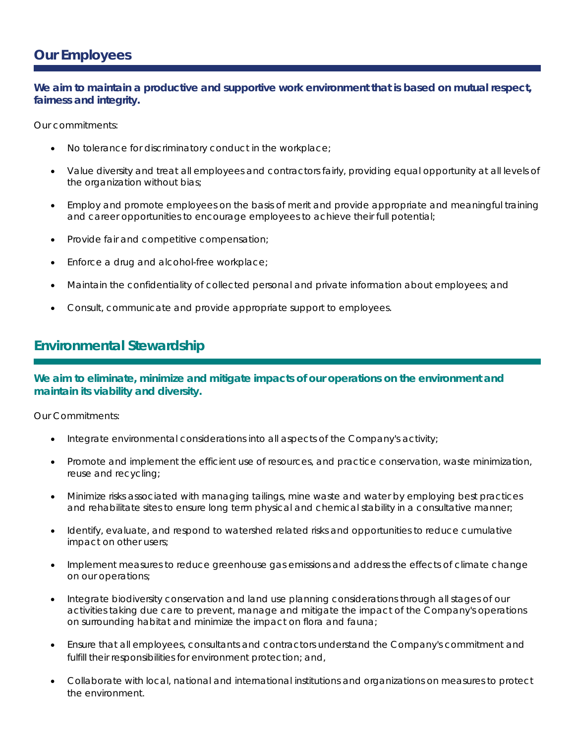## Our Employees

**We aim to maintain a productive and supportive work environment that is based on mutual respect, fairness and integrity.**

Our commitments:

- No tolerance for discriminatory conduct in the workplace;
- Value diversity and treat all employees and contractors fairly, providing equal opportunity at all levels of the organization without bias;
- Employ and promote employees on the basis of merit and provide appropriate and meaningful training and career opportunities to encourage employees to achieve their full potential;
- Provide fair and competitive compensation;
- Enforce a drug and alcohol-free workplace;
- Maintain the confidentiality of collected personal and private information about employees; and
- Consult, communicate and provide appropriate support to employees.

## Environmental Stewardship

**We aim to eliminate, minimize and mitigate impacts of our operations on the environment and maintain its viability and diversity.**

Our Commitments:

- Integrate environmental considerations into all aspects of the Company's activity;
- Promote and implement the efficient use of resources, and practice conservation, waste minimization, reuse and recycling;
- Minimize risks associated with managing tailings, mine waste and water by employing best practices and rehabilitate sites to ensure long term physical and chemical stability in a consultative manner;
- Identify, evaluate, and respond to watershed related risks and opportunities to reduce cumulative impact on other users;
- Implement measures to reduce greenhouse gas emissions and address the effects of climate change on our operations;
- Integrate biodiversity conservation and land use planning considerations through all stages of our activities taking due care to prevent, manage and mitigate the impact of the Company's operations on surrounding habitat and minimize the impact on flora and fauna;
- Ensure that all employees, consultants and contractors understand the Company's commitment and fulfill their responsibilities for environment protection; and,
- Collaborate with local, national and international institutions and organizations on measures to protect the environment.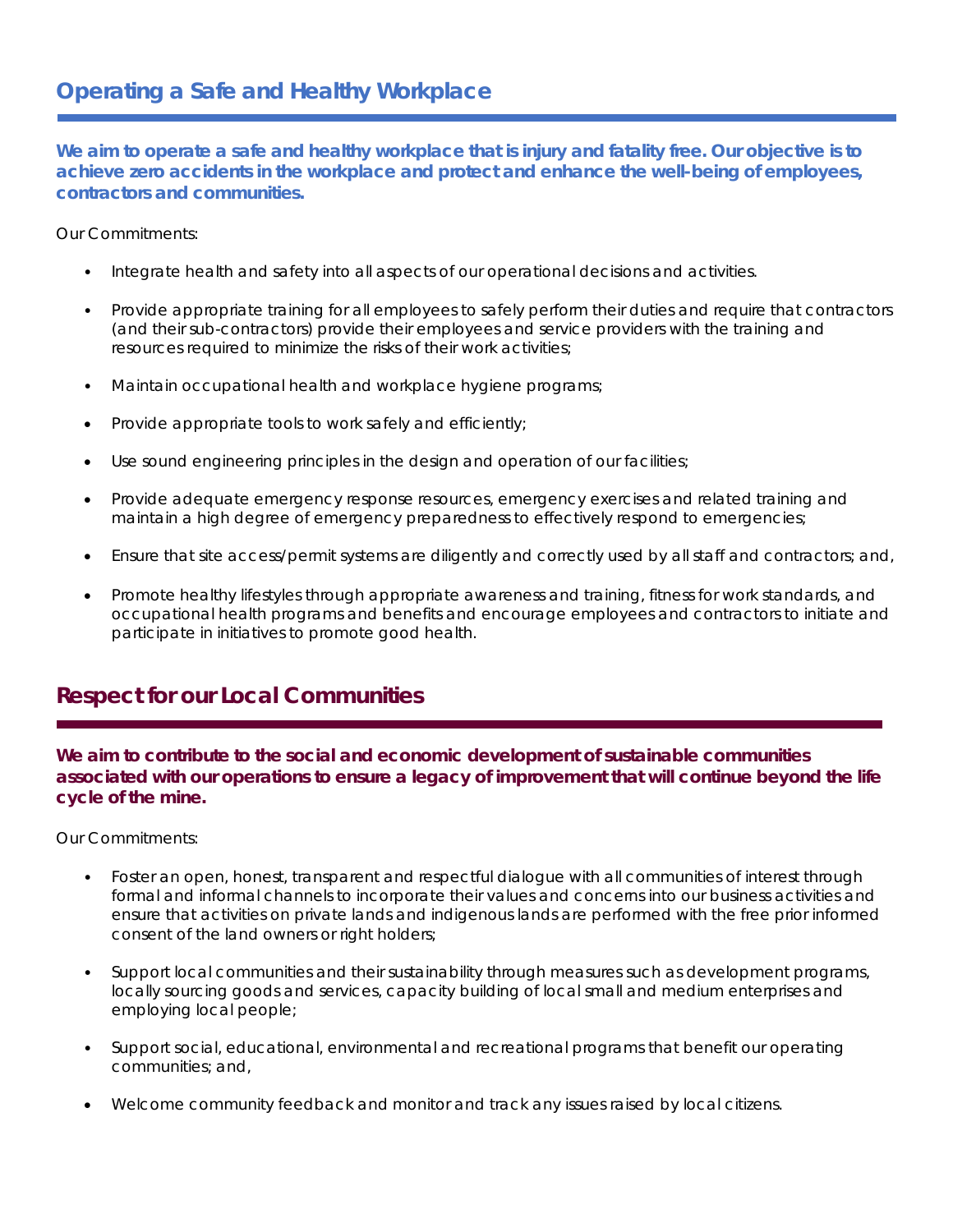## Operating a Safe and Healthy Workplace

**We aim to operate a safe and healthy workplace that is injury and fatality free. Our objective is to achieve zero accidents in the workplace and protect and enhance the well-being of employees, contractors and communities.**

Our Commitments:

- Integrate health and safety into all aspects of our operational decisions and activities.
- Provide appropriate training for all employees to safely perform their duties and require that contractors (and their sub-contractors) provide their employees and service providers with the training and resources required to minimize the risks of their work activities;
- Maintain occupational health and workplace hygiene programs;
- Provide appropriate tools to work safely and efficiently;
- Use sound engineering principles in the design and operation of our facilities;
- Provide adequate emergency response resources, emergency exercises and related training and maintain a high degree of emergency preparedness to effectively respond to emergencies;
- Ensure that site access/permit systems are diligently and correctly used by all staff and contractors; and,
- Promote healthy lifestyles through appropriate awareness and training, fitness for work standards, and occupational health programs and benefits and encourage employees and contractors to initiate and participate in initiatives to promote good health.

## Respect for our Local Communities

**We aim to contribute to the social and economic development of sustainable communities associated with our operations to ensure a legacy of improvement that will continue beyond the life cycle of the mine.**

Our Commitments:

- Foster an open, honest, transparent and respectful dialogue with all communities of interest through formal and informal channels to incorporate their values and concerns into our business activities and ensure that activities on private lands and indigenous lands are performed with the free prior informed consent of the land owners or right holders;
- Support local communities and their sustainability through measures such as development programs, locally sourcing goods and services, capacity building of local small and medium enterprises and employing local people;
- Support social, educational, environmental and recreational programs that benefit our operating communities; and,
- Welcome community feedback and monitor and track any issues raised by local citizens.